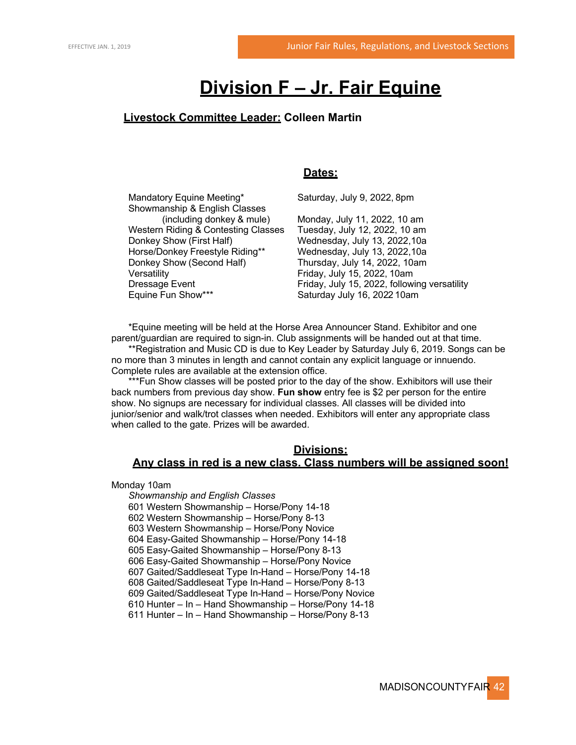# Division F – Jr. Fair Equine

**Livestock Committee Leader:** **Colleen Martin**

## Dates:

| | |
|---|---|
| Mandatory Equine Meeting* | Saturday, July 9, 2022, 8pm |
| Showmanship & English Classes (including donkey & mule) | Monday, July 11, 2022, 10 am |
| Western Riding & Contesting Classes | Tuesday, July 12, 2022, 10 am |
| Donkey Show (First Half) | Wednesday, July 13, 2022,10a |
| Horse/Donkey Freestyle Riding** | Wednesday, July 13, 2022,10a |
| Donkey Show (Second Half) | Thursday, July 14, 2022, 10am |
| Versatility | Friday, July 15, 2022, 10am |
| Dressage Event | Friday, July 15, 2022, following versatility |
| Equine Fun Show*** | Saturday July 16, 2022 10am |

*Equine meeting will be held at the Horse Area Announcer Stand. Exhibitor and one parent/guardian are required to sign-in. Club assignments will be handed out at that time.

**Registration and Music CD is due to Key Leader by Saturday July 6, 2019. Songs can be no more than 3 minutes in length and cannot contain any explicit language or innuendo. Complete rules are available at the extension office.

***Fun Show classes will be posted prior to the day of the show. Exhibitors will use their back numbers from previous day show. **Fun show** entry fee is $2 per person for the entire show. No signups are necessary for individual classes. All classes will be divided into junior/senior and walk/trot classes when needed. Exhibitors will enter any appropriate class when called to the gate. Prizes will be awarded.

## Divisions:
## Any class in red is a new class. Class numbers will be assigned soon!

Monday 10am

*Showmanship and English Classes*

601 Western Showmanship – Horse/Pony 14-18
602 Western Showmanship – Horse/Pony 8-13
603 Western Showmanship – Horse/Pony Novice
604 Easy-Gaited Showmanship – Horse/Pony 14-18
605 Easy-Gaited Showmanship – Horse/Pony 8-13
606 Easy-Gaited Showmanship – Horse/Pony Novice
607 Gaited/Saddleseat Type In-Hand – Horse/Pony 14-18
608 Gaited/Saddleseat Type In-Hand – Horse/Pony 8-13
609 Gaited/Saddleseat Type In-Hand – Horse/Pony Novice
610 Hunter – In – Hand Showmanship – Horse/Pony 14-18
611 Hunter – In – Hand Showmanship – Horse/Pony 8-13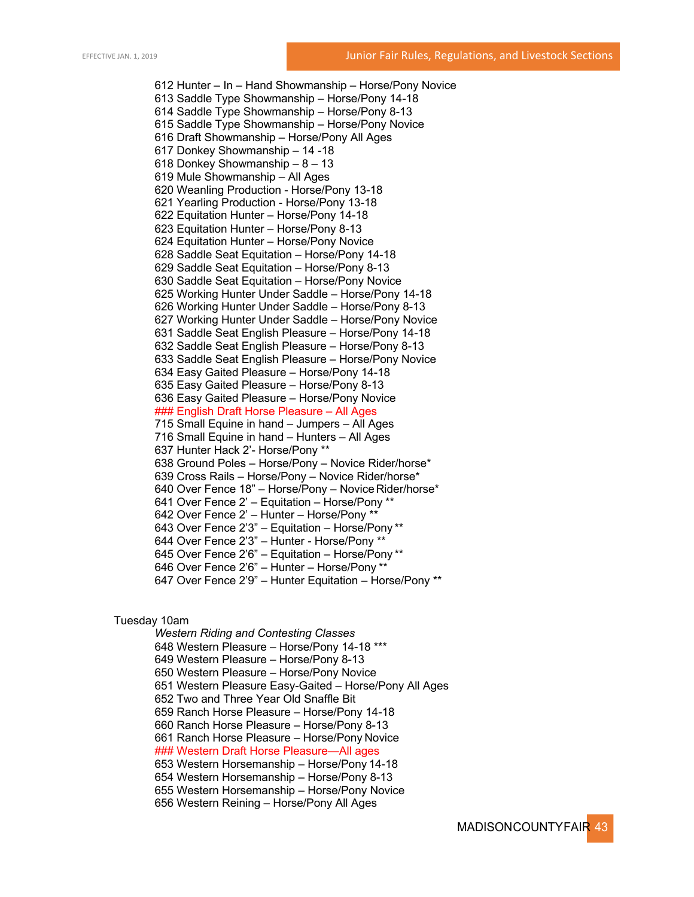612 Hunter – In – Hand Showmanship – Horse/Pony Novice
613 Saddle Type Showmanship – Horse/Pony 14-18
614 Saddle Type Showmanship – Horse/Pony 8-13
615 Saddle Type Showmanship – Horse/Pony Novice
616 Draft Showmanship – Horse/Pony All Ages
617 Donkey Showmanship – 14 -18
618 Donkey Showmanship – 8 – 13
619 Mule Showmanship – All Ages
620 Weanling Production - Horse/Pony 13-18
621 Yearling Production - Horse/Pony 13-18
622 Equitation Hunter – Horse/Pony 14-18
623 Equitation Hunter – Horse/Pony 8-13
624 Equitation Hunter – Horse/Pony Novice
628 Saddle Seat Equitation – Horse/Pony 14-18
629 Saddle Seat Equitation – Horse/Pony 8-13
630 Saddle Seat Equitation – Horse/Pony Novice
625 Working Hunter Under Saddle – Horse/Pony 14-18
626 Working Hunter Under Saddle – Horse/Pony 8-13
627 Working Hunter Under Saddle – Horse/Pony Novice
631 Saddle Seat English Pleasure – Horse/Pony 14-18
632 Saddle Seat English Pleasure – Horse/Pony 8-13
633 Saddle Seat English Pleasure – Horse/Pony Novice
634 Easy Gaited Pleasure – Horse/Pony 14-18
635 Easy Gaited Pleasure – Horse/Pony 8-13
636 Easy Gaited Pleasure – Horse/Pony Novice
### English Draft Horse Pleasure – All Ages
715 Small Equine in hand – Jumpers – All Ages
716 Small Equine in hand – Hunters – All Ages
637 Hunter Hack 2'- Horse/Pony **
638 Ground Poles – Horse/Pony – Novice Rider/horse*
639 Cross Rails – Horse/Pony – Novice Rider/horse*
640 Over Fence 18" – Horse/Pony – Novice Rider/horse*
641 Over Fence 2' – Equitation – Horse/Pony **
642 Over Fence 2' – Hunter – Horse/Pony **
643 Over Fence 2'3" – Equitation – Horse/Pony **
644 Over Fence 2'3" – Hunter - Horse/Pony **
645 Over Fence 2'6" – Equitation – Horse/Pony **
646 Over Fence 2'6" – Hunter – Horse/Pony **
647 Over Fence 2'9" – Hunter Equitation – Horse/Pony **

Tuesday 10am

*Western Riding and Contesting Classes*

648 Western Pleasure – Horse/Pony 14-18 ***
649 Western Pleasure – Horse/Pony 8-13
650 Western Pleasure – Horse/Pony Novice
651 Western Pleasure Easy-Gaited – Horse/Pony All Ages
652 Two and Three Year Old Snaffle Bit
659 Ranch Horse Pleasure – Horse/Pony 14-18
660 Ranch Horse Pleasure – Horse/Pony 8-13
661 Ranch Horse Pleasure – Horse/Pony Novice
### Western Draft Horse Pleasure—All ages
653 Western Horsemanship – Horse/Pony 14-18
654 Western Horsemanship – Horse/Pony 8-13
655 Western Horsemanship – Horse/Pony Novice
656 Western Reining – Horse/Pony All Ages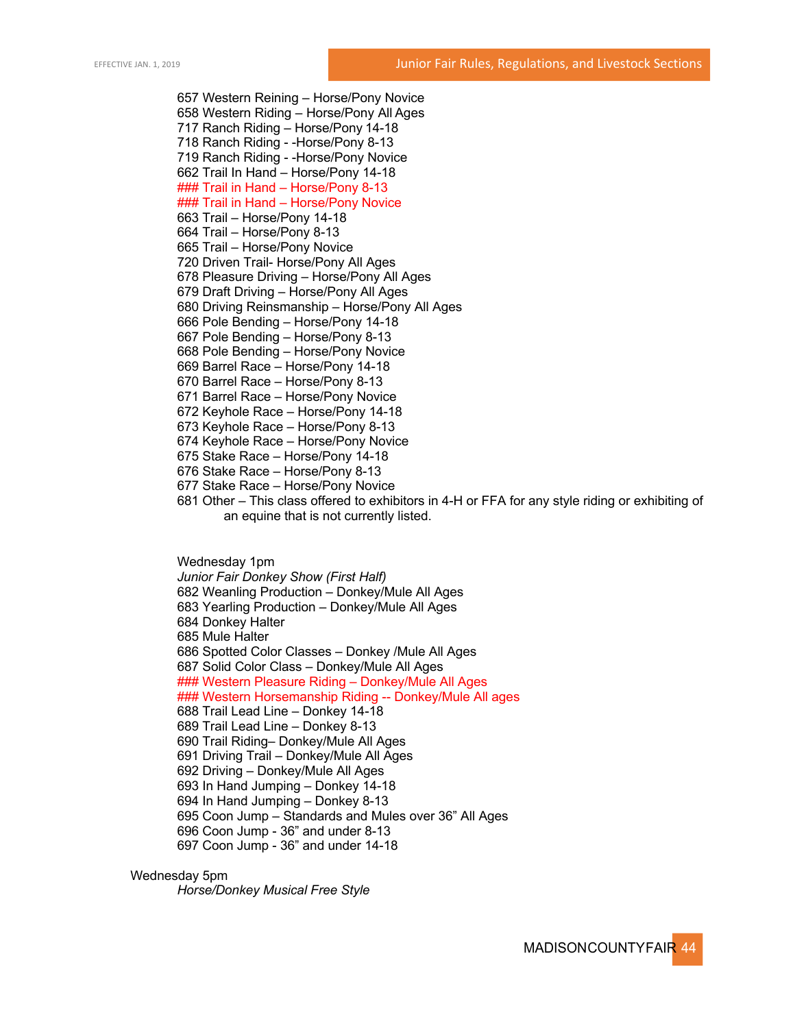657 Western Reining – Horse/Pony Novice
658 Western Riding – Horse/Pony All Ages
717 Ranch Riding – Horse/Pony 14-18
718 Ranch Riding - -Horse/Pony 8-13
719 Ranch Riding - -Horse/Pony Novice
662 Trail In Hand – Horse/Pony 14-18
### Trail in Hand – Horse/Pony 8-13
### Trail in Hand – Horse/Pony Novice
663 Trail – Horse/Pony 14-18
664 Trail – Horse/Pony 8-13
665 Trail – Horse/Pony Novice
720 Driven Trail- Horse/Pony All Ages
678 Pleasure Driving – Horse/Pony All Ages
679 Draft Driving – Horse/Pony All Ages
680 Driving Reinsmanship – Horse/Pony All Ages
666 Pole Bending – Horse/Pony 14-18
667 Pole Bending – Horse/Pony 8-13
668 Pole Bending – Horse/Pony Novice
669 Barrel Race – Horse/Pony 14-18
670 Barrel Race – Horse/Pony 8-13
671 Barrel Race – Horse/Pony Novice
672 Keyhole Race – Horse/Pony 14-18
673 Keyhole Race – Horse/Pony 8-13
674 Keyhole Race – Horse/Pony Novice
675 Stake Race – Horse/Pony 14-18
676 Stake Race – Horse/Pony 8-13
677 Stake Race – Horse/Pony Novice
681 Other – This class offered to exhibitors in 4-H or FFA for any style riding or exhibiting of an equine that is not currently listed.

Wednesday 1pm
*Junior Fair Donkey Show (First Half)*
682 Weanling Production – Donkey/Mule All Ages
683 Yearling Production – Donkey/Mule All Ages
684 Donkey Halter
685 Mule Halter
686 Spotted Color Classes – Donkey /Mule All Ages
687 Solid Color Class – Donkey/Mule All Ages
### Western Pleasure Riding – Donkey/Mule All Ages
### Western Horsemanship Riding -- Donkey/Mule All ages
688 Trail Lead Line – Donkey 14-18
689 Trail Lead Line – Donkey 8-13
690 Trail Riding– Donkey/Mule All Ages
691 Driving Trail – Donkey/Mule All Ages
692 Driving – Donkey/Mule All Ages
693 In Hand Jumping – Donkey 14-18
694 In Hand Jumping – Donkey 8-13
695 Coon Jump – Standards and Mules over 36" All Ages
696 Coon Jump - 36" and under 8-13
697 Coon Jump - 36" and under 14-18

Wednesday 5pm
*Horse/Donkey Musical Free Style*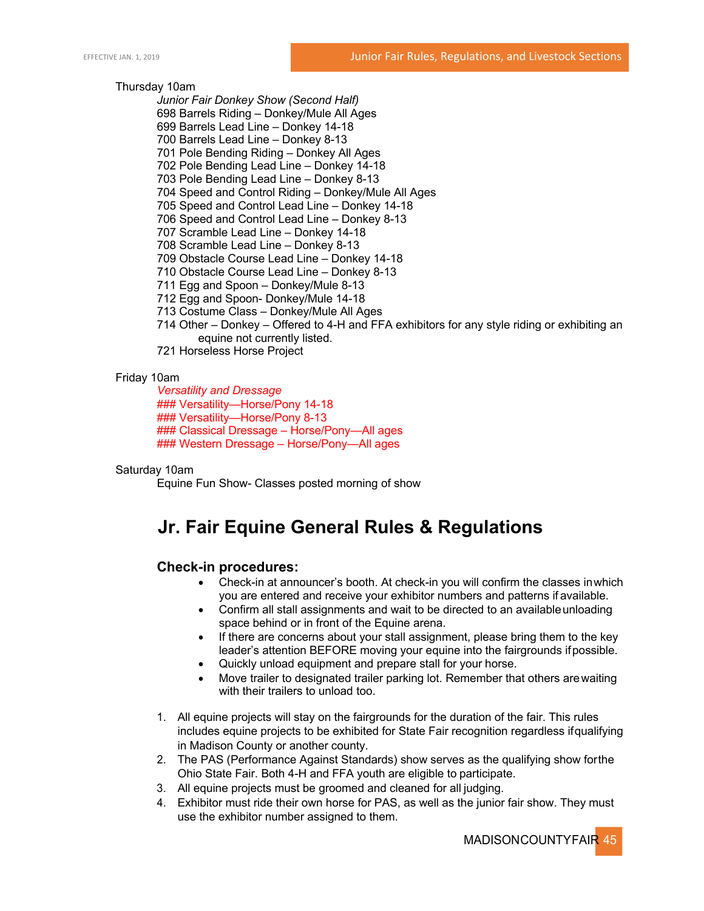Thursday 10am

*Junior Fair Donkey Show (Second Half)*

698 Barrels Riding – Donkey/Mule All Ages
699 Barrels Lead Line – Donkey 14-18
700 Barrels Lead Line – Donkey 8-13
701 Pole Bending Riding – Donkey All Ages
702 Pole Bending Lead Line – Donkey 14-18
703 Pole Bending Lead Line – Donkey 8-13
704 Speed and Control Riding – Donkey/Mule All Ages
705 Speed and Control Lead Line – Donkey 14-18
706 Speed and Control Lead Line – Donkey 8-13
707 Scramble Lead Line – Donkey 14-18
708 Scramble Lead Line – Donkey 8-13
709 Obstacle Course Lead Line – Donkey 14-18
710 Obstacle Course Lead Line – Donkey 8-13
711 Egg and Spoon – Donkey/Mule 8-13
712 Egg and Spoon- Donkey/Mule 14-18
713 Costume Class – Donkey/Mule All Ages
714 Other – Donkey – Offered to 4-H and FFA exhibitors for any style riding or exhibiting an equine not currently listed.
721 Horseless Horse Project

Friday 10am

*Versatility and Dressage*

### Versatility—Horse/Pony 14-18
### Versatility—Horse/Pony 8-13
### Classical Dressage – Horse/Pony—All ages
### Western Dressage – Horse/Pony—All ages

Saturday 10am

Equine Fun Show- Classes posted morning of show

# Jr. Fair Equine General Rules & Regulations

## Check-in procedures:

- Check-in at announcer's booth. At check-in you will confirm the classes in which you are entered and receive your exhibitor numbers and patterns if available.
- Confirm all stall assignments and wait to be directed to an available unloading space behind or in front of the Equine arena.
- If there are concerns about your stall assignment, please bring them to the key leader's attention BEFORE moving your equine into the fairgrounds if possible.
- Quickly unload equipment and prepare stall for your horse.
- Move trailer to designated trailer parking lot. Remember that others are waiting with their trailers to unload too.

1. All equine projects will stay on the fairgrounds for the duration of the fair. This rules includes equine projects to be exhibited for State Fair recognition regardless if qualifying in Madison County or another county.
2. The PAS (Performance Against Standards) show serves as the qualifying show for the Ohio State Fair. Both 4-H and FFA youth are eligible to participate.
3. All equine projects must be groomed and cleaned for all judging.
4. Exhibitor must ride their own horse for PAS, as well as the junior fair show. They must use the exhibitor number assigned to them.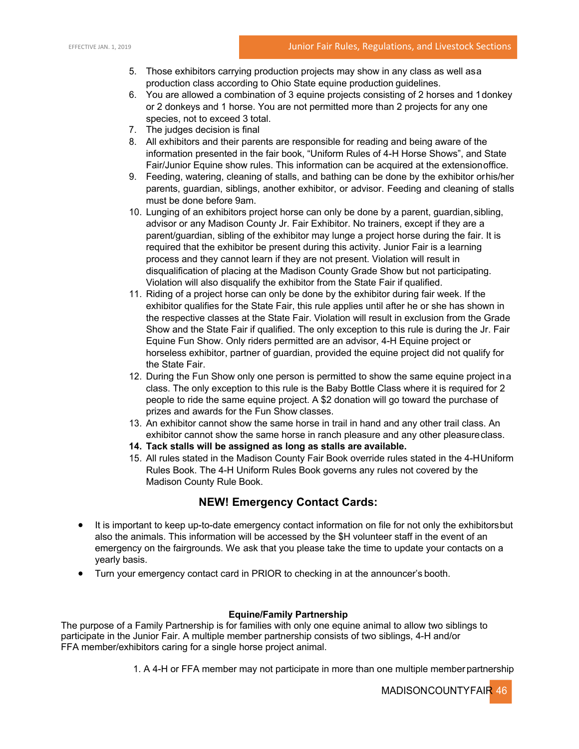5. Those exhibitors carrying production projects may show in any class as well as a production class according to Ohio State equine production guidelines.
6. You are allowed a combination of 3 equine projects consisting of 2 horses and 1 donkey or 2 donkeys and 1 horse. You are not permitted more than 2 projects for any one species, not to exceed 3 total.
7. The judges decision is final
8. All exhibitors and their parents are responsible for reading and being aware of the information presented in the fair book, "Uniform Rules of 4-H Horse Shows", and State Fair/Junior Equine show rules. This information can be acquired at the extension office.
9. Feeding, watering, cleaning of stalls, and bathing can be done by the exhibitor or his/her parents, guardian, siblings, another exhibitor, or advisor. Feeding and cleaning of stalls must be done before 9am.
10. Lunging of an exhibitors project horse can only be done by a parent, guardian, sibling, advisor or any Madison County Jr. Fair Exhibitor. No trainers, except if they are a parent/guardian, sibling of the exhibitor may lunge a project horse during the fair. It is required that the exhibitor be present during this activity. Junior Fair is a learning process and they cannot learn if they are not present. Violation will result in disqualification of placing at the Madison County Grade Show but not participating. Violation will also disqualify the exhibitor from the State Fair if qualified.
11. Riding of a project horse can only be done by the exhibitor during fair week. If the exhibitor qualifies for the State Fair, this rule applies until after he or she has shown in the respective classes at the State Fair. Violation will result in exclusion from the Grade Show and the State Fair if qualified. The only exception to this rule is during the Jr. Fair Equine Fun Show. Only riders permitted are an advisor, 4-H Equine project or horseless exhibitor, partner of guardian, provided the equine project did not qualify for the State Fair.
12. During the Fun Show only one person is permitted to show the same equine project in a class. The only exception to this rule is the Baby Bottle Class where it is required for 2 people to ride the same equine project. A $2 donation will go toward the purchase of prizes and awards for the Fun Show classes.
13. An exhibitor cannot show the same horse in trail in hand and any other trail class. An exhibitor cannot show the same horse in ranch pleasure and any other pleasure class.
14. **Tack stalls will be assigned as long as stalls are available.**
15. All rules stated in the Madison County Fair Book override rules stated in the 4-H Uniform Rules Book. The 4-H Uniform Rules Book governs any rules not covered by the Madison County Rule Book.

## NEW! Emergency Contact Cards:

- It is important to keep up-to-date emergency contact information on file for not only the exhibitors but also the animals. This information will be accessed by the $H volunteer staff in the event of an emergency on the fairgrounds. We ask that you please take the time to update your contacts on a yearly basis.
- Turn your emergency contact card in PRIOR to checking in at the announcer's booth.

**Equine/Family Partnership**

The purpose of a Family Partnership is for families with only one equine animal to allow two siblings to participate in the Junior Fair. A multiple member partnership consists of two siblings, 4-H and/or FFA member/exhibitors caring for a single horse project animal.

1. A 4-H or FFA member may not participate in more than one multiple member partnership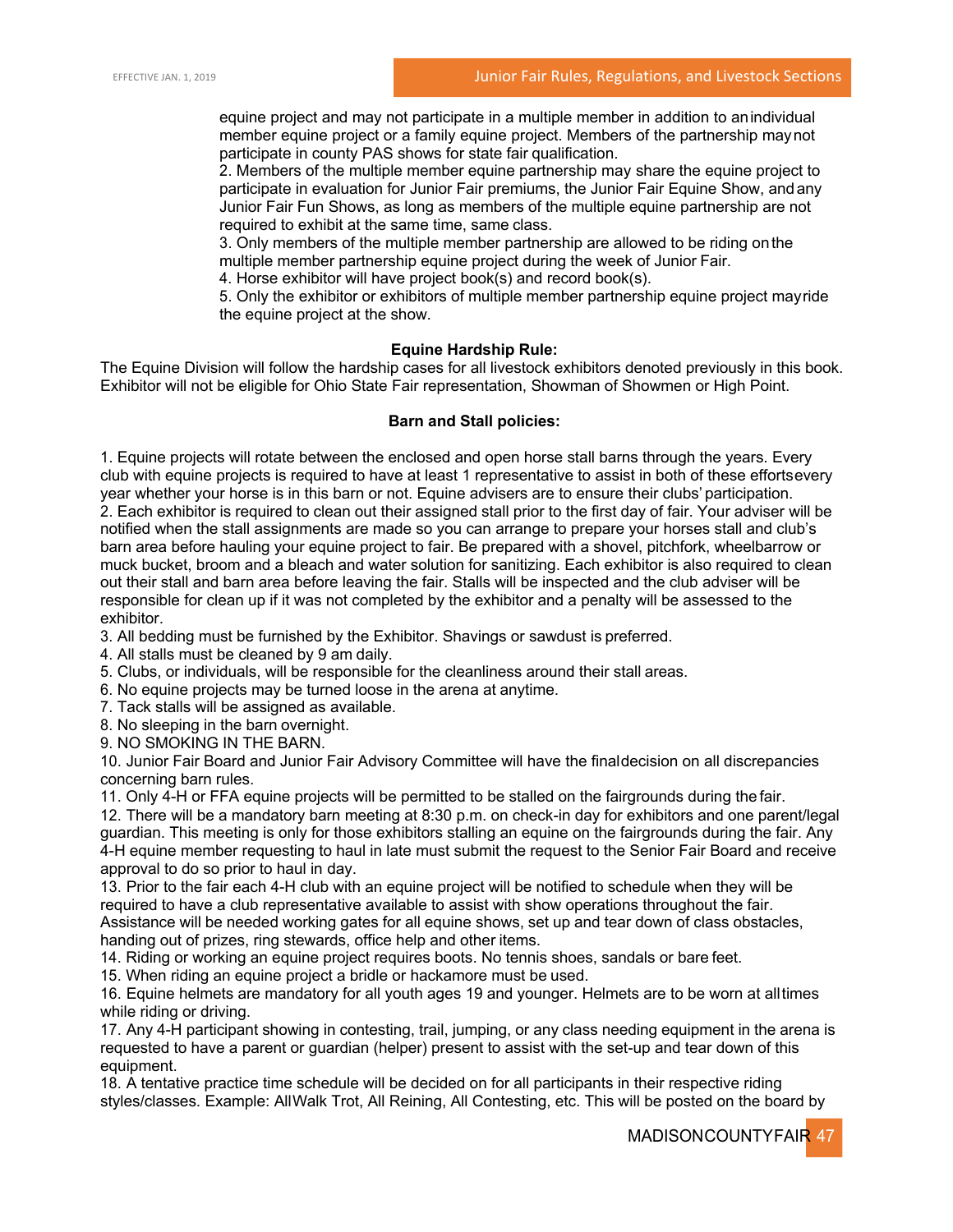equine project and may not participate in a multiple member in addition to an individual member equine project or a family equine project. Members of the partnership may not participate in county PAS shows for state fair qualification.

2. Members of the multiple member equine partnership may share the equine project to participate in evaluation for Junior Fair premiums, the Junior Fair Equine Show, and any Junior Fair Fun Shows, as long as members of the multiple equine partnership are not required to exhibit at the same time, same class.

3. Only members of the multiple member partnership are allowed to be riding on the multiple member partnership equine project during the week of Junior Fair.

4. Horse exhibitor will have project book(s) and record book(s).

5. Only the exhibitor or exhibitors of multiple member partnership equine project may ride the equine project at the show.

**Equine Hardship Rule:**

The Equine Division will follow the hardship cases for all livestock exhibitors denoted previously in this book. Exhibitor will not be eligible for Ohio State Fair representation, Showman of Showmen or High Point.

**Barn and Stall policies:**

1. Equine projects will rotate between the enclosed and open horse stall barns through the years. Every club with equine projects is required to have at least 1 representative to assist in both of these efforts every year whether your horse is in this barn or not. Equine advisers are to ensure their clubs' participation.
2. Each exhibitor is required to clean out their assigned stall prior to the first day of fair. Your adviser will be notified when the stall assignments are made so you can arrange to prepare your horses stall and club's barn area before hauling your equine project to fair. Be prepared with a shovel, pitchfork, wheelbarrow or muck bucket, broom and a bleach and water solution for sanitizing. Each exhibitor is also required to clean out their stall and barn area before leaving the fair. Stalls will be inspected and the club adviser will be responsible for clean up if it was not completed by the exhibitor and a penalty will be assessed to the exhibitor.
3. All bedding must be furnished by the Exhibitor. Shavings or sawdust is preferred.
4. All stalls must be cleaned by 9 am daily.
5. Clubs, or individuals, will be responsible for the cleanliness around their stall areas.
6. No equine projects may be turned loose in the arena at anytime.
7. Tack stalls will be assigned as available.
8. No sleeping in the barn overnight.
9. NO SMOKING IN THE BARN.
10. Junior Fair Board and Junior Fair Advisory Committee will have the final decision on all discrepancies concerning barn rules.
11. Only 4-H or FFA equine projects will be permitted to be stalled on the fairgrounds during the fair.
12. There will be a mandatory barn meeting at 8:30 p.m. on check-in day for exhibitors and one parent/legal guardian. This meeting is only for those exhibitors stalling an equine on the fairgrounds during the fair. Any 4-H equine member requesting to haul in late must submit the request to the Senior Fair Board and receive approval to do so prior to haul in day.
13. Prior to the fair each 4-H club with an equine project will be notified to schedule when they will be required to have a club representative available to assist with show operations throughout the fair. Assistance will be needed working gates for all equine shows, set up and tear down of class obstacles, handing out of prizes, ring stewards, office help and other items.
14. Riding or working an equine project requires boots. No tennis shoes, sandals or bare feet.
15. When riding an equine project a bridle or hackamore must be used.
16. Equine helmets are mandatory for all youth ages 19 and younger. Helmets are to be worn at all times while riding or driving.
17. Any 4-H participant showing in contesting, trail, jumping, or any class needing equipment in the arena is requested to have a parent or guardian (helper) present to assist with the set-up and tear down of this equipment.
18. A tentative practice time schedule will be decided on for all participants in their respective riding styles/classes. Example: All Walk Trot, All Reining, All Contesting, etc. This will be posted on the board by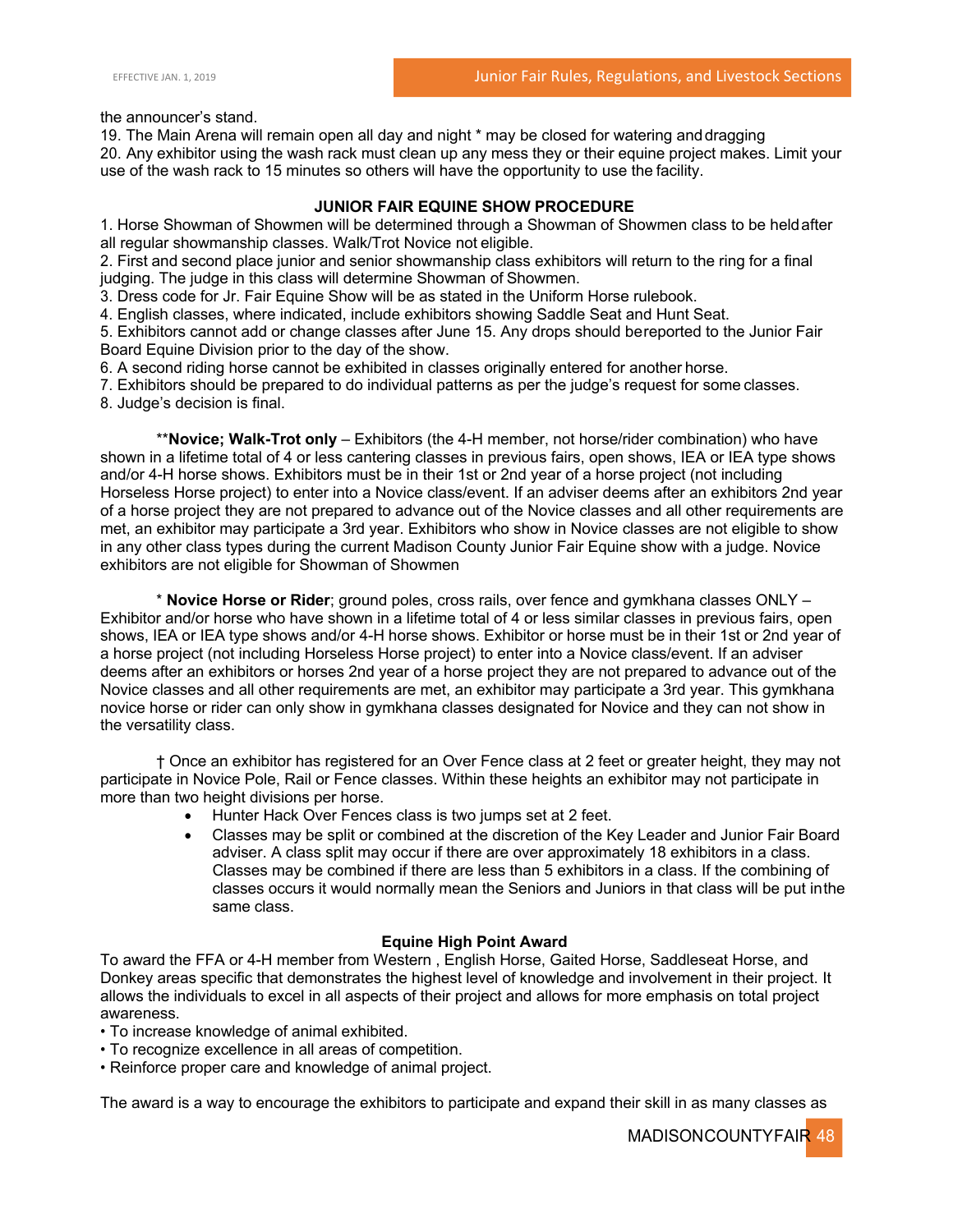the announcer's stand.

19. The Main Arena will remain open all day and night * may be closed for watering and dragging

20. Any exhibitor using the wash rack must clean up any mess they or their equine project makes. Limit your use of the wash rack to 15 minutes so others will have the opportunity to use the facility.

### JUNIOR FAIR EQUINE SHOW PROCEDURE

1. Horse Showman of Showmen will be determined through a Showman of Showmen class to be held after all regular showmanship classes. Walk/Trot Novice not eligible.
2. First and second place junior and senior showmanship class exhibitors will return to the ring for a final judging. The judge in this class will determine Showman of Showmen.
3. Dress code for Jr. Fair Equine Show will be as stated in the Uniform Horse rulebook.
4. English classes, where indicated, include exhibitors showing Saddle Seat and Hunt Seat.
5. Exhibitors cannot add or change classes after June 15. Any drops should be reported to the Junior Fair Board Equine Division prior to the day of the show.
6. A second riding horse cannot be exhibited in classes originally entered for another horse.
7. Exhibitors should be prepared to do individual patterns as per the judge's request for some classes.
8. Judge's decision is final.

**Novice; Walk-Trot only** – Exhibitors (the 4-H member, not horse/rider combination) who have shown in a lifetime total of 4 or less cantering classes in previous fairs, open shows, IEA or IEA type shows and/or 4-H horse shows. Exhibitors must be in their 1st or 2nd year of a horse project (not including Horseless Horse project) to enter into a Novice class/event. If an adviser deems after an exhibitors 2nd year of a horse project they are not prepared to advance out of the Novice classes and all other requirements are met, an exhibitor may participate a 3rd year. Exhibitors who show in Novice classes are not eligible to show in any other class types during the current Madison County Junior Fair Equine show with a judge. Novice exhibitors are not eligible for Showman of Showmen

* **Novice Horse or Rider**; ground poles, cross rails, over fence and gymkhana classes ONLY – Exhibitor and/or horse who have shown in a lifetime total of 4 or less similar classes in previous fairs, open shows, IEA or IEA type shows and/or 4-H horse shows. Exhibitor or horse must be in their 1st or 2nd year of a horse project (not including Horseless Horse project) to enter into a Novice class/event. If an adviser deems after an exhibitors or horses 2nd year of a horse project they are not prepared to advance out of the Novice classes and all other requirements are met, an exhibitor may participate a 3rd year. This gymkhana novice horse or rider can only show in gymkhana classes designated for Novice and they can not show in the versatility class.

† Once an exhibitor has registered for an Over Fence class at 2 feet or greater height, they may not participate in Novice Pole, Rail or Fence classes. Within these heights an exhibitor may not participate in more than two height divisions per horse.

- Hunter Hack Over Fences class is two jumps set at 2 feet.
- Classes may be split or combined at the discretion of the Key Leader and Junior Fair Board adviser. A class split may occur if there are over approximately 18 exhibitors in a class. Classes may be combined if there are less than 5 exhibitors in a class. If the combining of classes occurs it would normally mean the Seniors and Juniors in that class will be put in the same class.

### Equine High Point Award

To award the FFA or 4-H member from Western , English Horse, Gaited Horse, Saddleseat Horse, and Donkey areas specific that demonstrates the highest level of knowledge and involvement in their project. It allows the individuals to excel in all aspects of their project and allows for more emphasis on total project awareness.

- To increase knowledge of animal exhibited.
- To recognize excellence in all areas of competition.
- Reinforce proper care and knowledge of animal project.

The award is a way to encourage the exhibitors to participate and expand their skill in as many classes as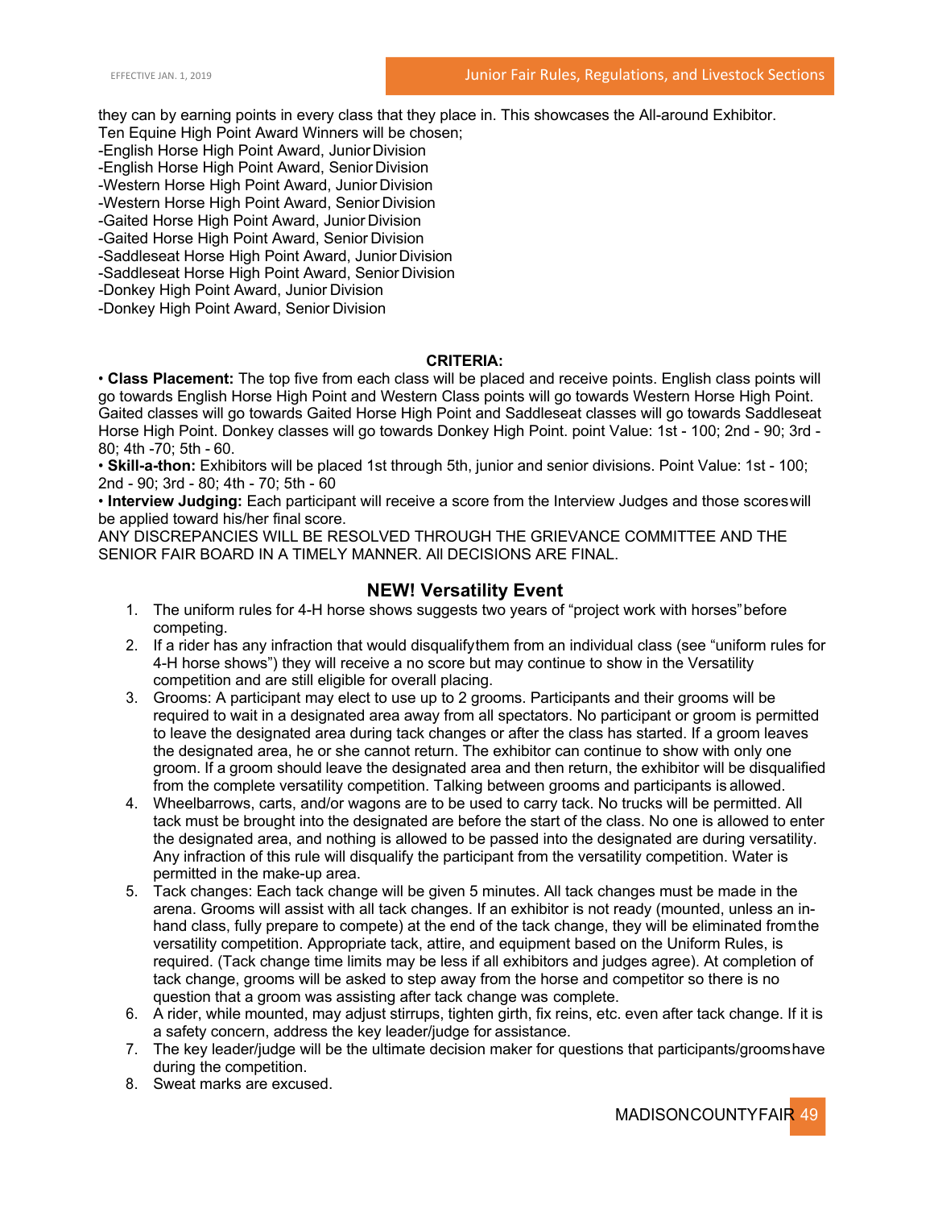they can by earning points in every class that they place in. This showcases the All-around Exhibitor.
Ten Equine High Point Award Winners will be chosen;
-English Horse High Point Award, Junior Division
-English Horse High Point Award, Senior Division
-Western Horse High Point Award, Junior Division
-Western Horse High Point Award, Senior Division
-Gaited Horse High Point Award, Junior Division
-Gaited Horse High Point Award, Senior Division
-Saddleseat Horse High Point Award, Junior Division
-Saddleseat Horse High Point Award, Senior Division
-Donkey High Point Award, Junior Division
-Donkey High Point Award, Senior Division

**CRITERIA:**

• **Class Placement:** The top five from each class will be placed and receive points. English class points will go towards English Horse High Point and Western Class points will go towards Western Horse High Point. Gaited classes will go towards Gaited Horse High Point and Saddleseat classes will go towards Saddleseat Horse High Point. Donkey classes will go towards Donkey High Point. point Value: 1st - 100; 2nd - 90; 3rd - 80; 4th -70; 5th - 60.
• **Skill-a-thon:** Exhibitors will be placed 1st through 5th, junior and senior divisions. Point Value: 1st - 100; 2nd - 90; 3rd - 80; 4th - 70; 5th - 60
• **Interview Judging:** Each participant will receive a score from the Interview Judges and those scores will be applied toward his/her final score.
ANY DISCREPANCIES WILL BE RESOLVED THROUGH THE GRIEVANCE COMMITTEE AND THE SENIOR FAIR BOARD IN A TIMELY MANNER. All DECISIONS ARE FINAL.

## NEW! Versatility Event

1. The uniform rules for 4-H horse shows suggests two years of "project work with horses" before competing.
2. If a rider has any infraction that would disqualify them from an individual class (see "uniform rules for 4-H horse shows") they will receive a no score but may continue to show in the Versatility competition and are still eligible for overall placing.
3. Grooms: A participant may elect to use up to 2 grooms. Participants and their grooms will be required to wait in a designated area away from all spectators. No participant or groom is permitted to leave the designated area during tack changes or after the class has started. If a groom leaves the designated area, he or she cannot return. The exhibitor can continue to show with only one groom. If a groom should leave the designated area and then return, the exhibitor will be disqualified from the complete versatility competition. Talking between grooms and participants is allowed.
4. Wheelbarrows, carts, and/or wagons are to be used to carry tack. No trucks will be permitted. All tack must be brought into the designated are before the start of the class. No one is allowed to enter the designated area, and nothing is allowed to be passed into the designated are during versatility. Any infraction of this rule will disqualify the participant from the versatility competition. Water is permitted in the make-up area.
5. Tack changes: Each tack change will be given 5 minutes. All tack changes must be made in the arena. Grooms will assist with all tack changes. If an exhibitor is not ready (mounted, unless an in-hand class, fully prepare to compete) at the end of the tack change, they will be eliminated from the versatility competition. Appropriate tack, attire, and equipment based on the Uniform Rules, is required. (Tack change time limits may be less if all exhibitors and judges agree). At completion of tack change, grooms will be asked to step away from the horse and competitor so there is no question that a groom was assisting after tack change was complete.
6. A rider, while mounted, may adjust stirrups, tighten girth, fix reins, etc. even after tack change. If it is a safety concern, address the key leader/judge for assistance.
7. The key leader/judge will be the ultimate decision maker for questions that participants/grooms have during the competition.
8. Sweat marks are excused.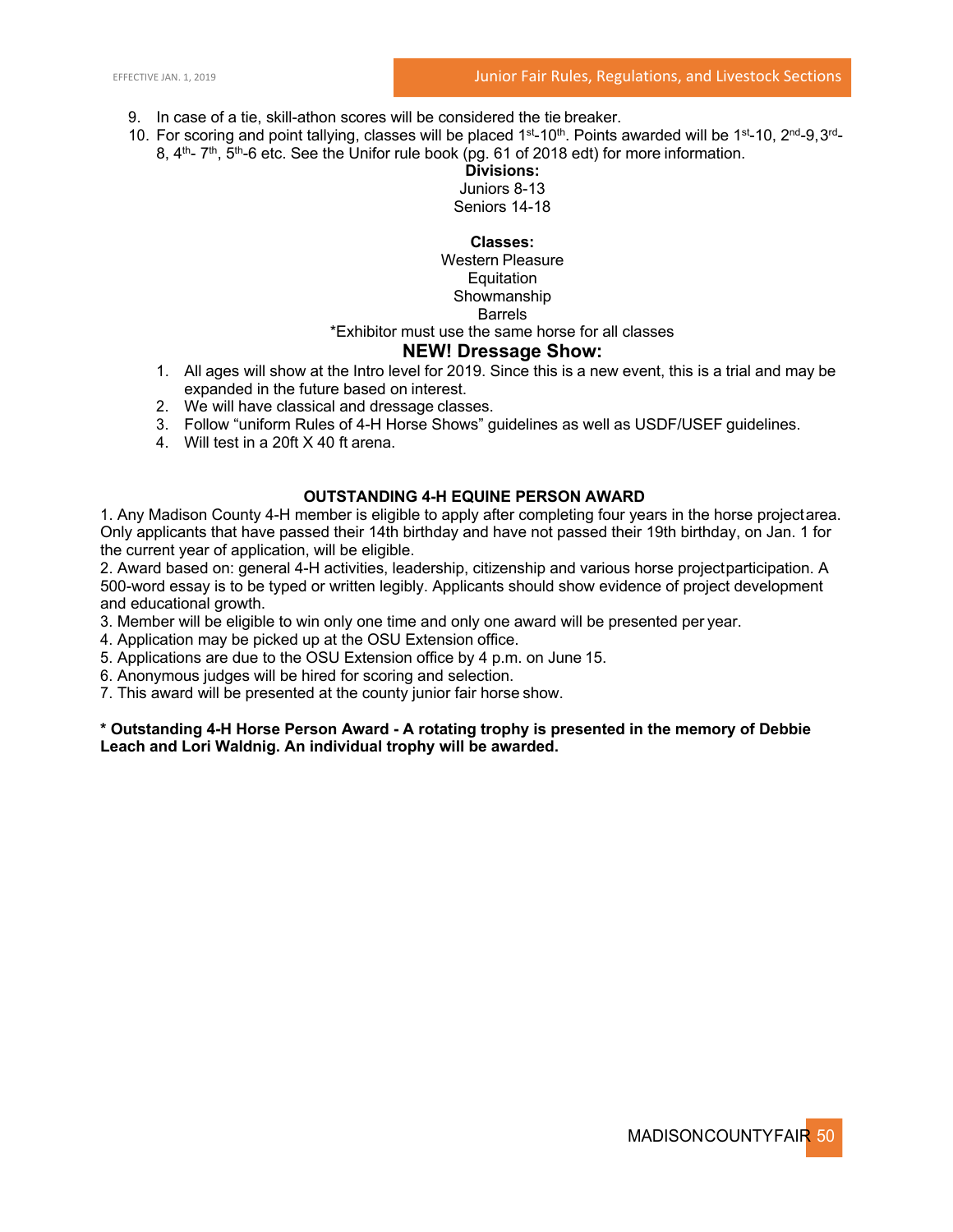9. In case of a tie, skill-athon scores will be considered the tie breaker.
10. For scoring and point tallying, classes will be placed 1st-10th. Points awarded will be 1st-10, 2nd-9, 3rd-8, 4th- 7th, 5th-6 etc. See the Unifor rule book (pg. 61 of 2018 edt) for more information.

**Divisions:**

Juniors 8-13

Seniors 14-18

**Classes:**

Western Pleasure

Equitation

Showmanship

Barrels

*Exhibitor must use the same horse for all classes

## NEW! Dressage Show:

1. All ages will show at the Intro level for 2019. Since this is a new event, this is a trial and may be expanded in the future based on interest.
2. We will have classical and dressage classes.
3. Follow "uniform Rules of 4-H Horse Shows" guidelines as well as USDF/USEF guidelines.
4. Will test in a 20ft X 40 ft arena.

### OUTSTANDING 4-H EQUINE PERSON AWARD

1. Any Madison County 4-H member is eligible to apply after completing four years in the horse project area. Only applicants that have passed their 14th birthday and have not passed their 19th birthday, on Jan. 1 for the current year of application, will be eligible.
2. Award based on: general 4-H activities, leadership, citizenship and various horse project participation. A 500-word essay is to be typed or written legibly. Applicants should show evidence of project development and educational growth.
3. Member will be eligible to win only one time and only one award will be presented per year.
4. Application may be picked up at the OSU Extension office.
5. Applications are due to the OSU Extension office by 4 p.m. on June 15.
6. Anonymous judges will be hired for scoring and selection.
7. This award will be presented at the county junior fair horse show.

**\* Outstanding 4-H Horse Person Award - A rotating trophy is presented in the memory of Debbie Leach and Lori Waldnig. An individual trophy will be awarded.**